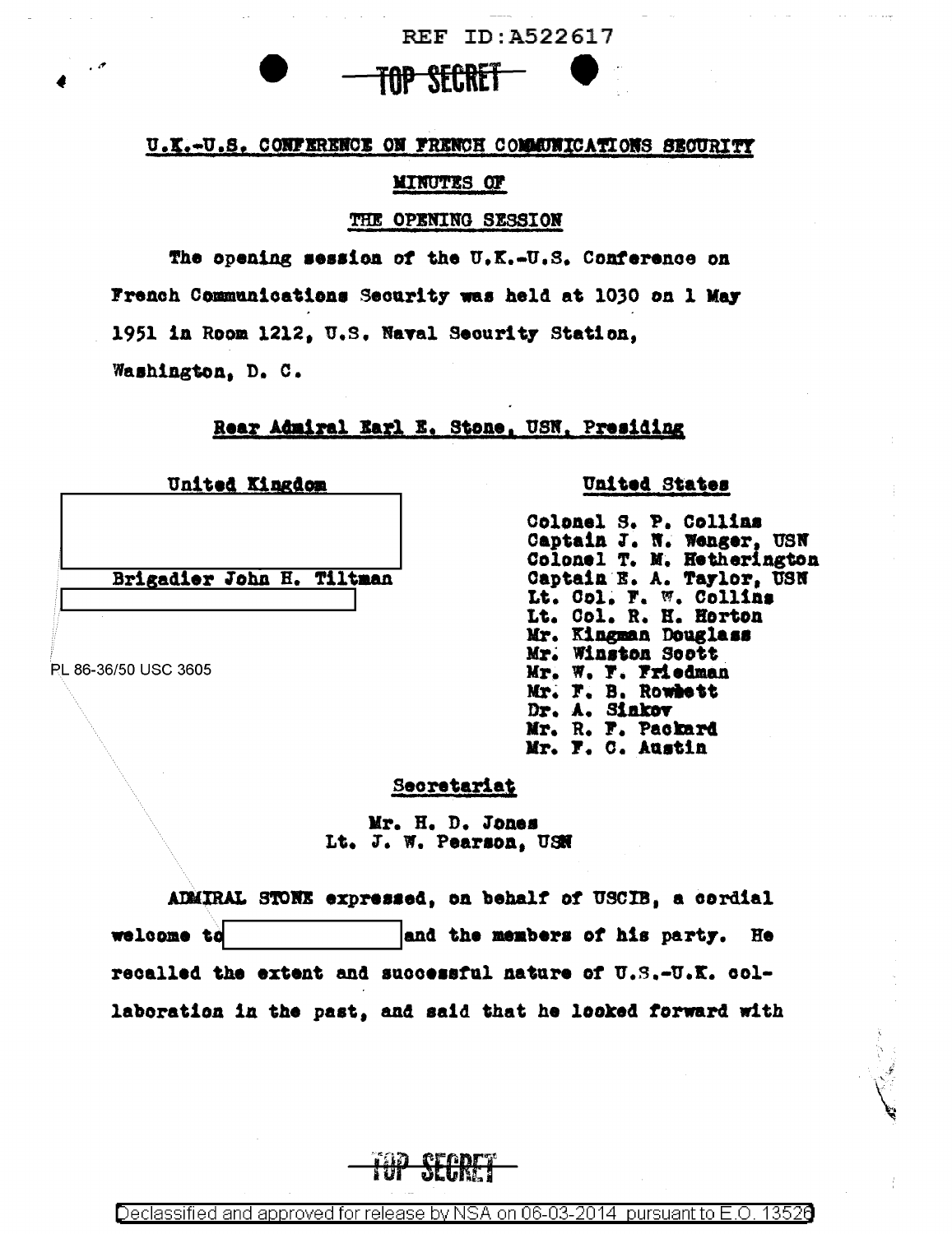REF ID:A522617

TOP SECRET

U.K.-U.S. CONFERENCE ON FRENCH COMMUNICATIONS SECURITY

MINUTES OF

THE OPENING SESSION

The opening session of the U.K.-U.S. Conference on French Communications Security was held at 1030 on 1 May 1951 in Room 1212, U.S. Naval Security Station, Washington, D. C.

Rear Admiral Earl E. Stone, USN, Presiding

**United Kingdom**

Brigadier John H. Tiltman

PL 86-36/50 USC 3605

**United States**

Colonel S. P. Collins
Captain J. N. Wenger, USN
Colonel T. M. Hetherington
Captain E. A. Taylor, USN
Lt. Col. F. W. Collins
Lt. Col. R. H. Horton
Mr. Kingman Douglass
Mr. Winston Scott
Mr. W. F. Friedman
Mr. F. B. Rowlett
Dr. A. Sinkov
Mr. R. F. Packard
Mr. F. C. Austin

Secretariat

Mr. H. D. Jones
Lt. J. W. Pearson, USN

ADMIRAL STONE expressed, on behalf of USCIB, a cordial welcome to [redacted] and the members of his party. He recalled the extent and successful nature of U.S.-U.K. collaboration in the past, and said that he looked forward with

TOP SECRET

Declassified and approved for release by NSA on 06-03-2014 pursuant to E.O. 13526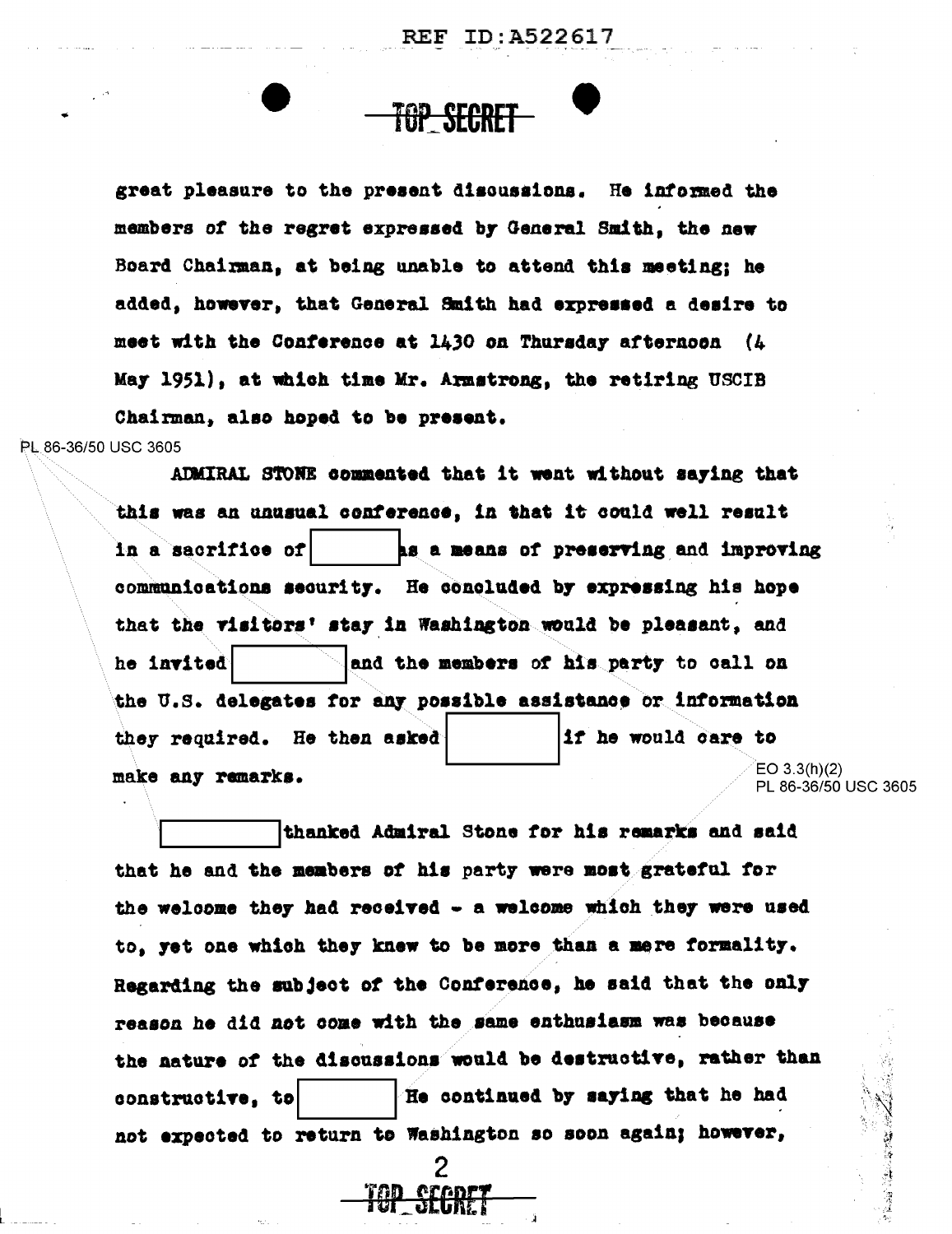great pleasure to the present discussions. He informed the members of the regret expressed by General Smith, the new Board Chairman, at being unable to attend this meeting; he added, however, that General Smith had expressed a desire to meet with the Conference at 1430 on Thursday afternoon (4 May 1951), at which time Mr. Armstrong, the retiring USCIB Chairman, also hoped to be present.

PL 86-36/50 USC 3605

ADMIRAL STONE commented that it went without saying that this was an unusual conference, in that it could well result in a sacrifice of [REDACTED] as a means of preserving and improving communications security. He concluded by expressing his hope that the visitors' stay in Washington would be pleasant, and he invited [REDACTED] and the members of his party to call on the U.S. delegates for any possible assistance or information they required. He then asked [REDACTED] if he would care to make any remarks.

EO 3.3(h)(2)
PL 86-36/50 USC 3605

[REDACTED] thanked Admiral Stone for his remarks and said that he and the members of his party were most grateful for the welcome they had received - a welcome which they were used to, yet one which they knew to be more than a mere formality. Regarding the subject of the Conference, he said that the only reason he did not come with the same enthusiasm was because the nature of the discussions would be destructive, rather than constructive, to [REDACTED] He continued by saying that he had not expected to return to Washington so soon again; however,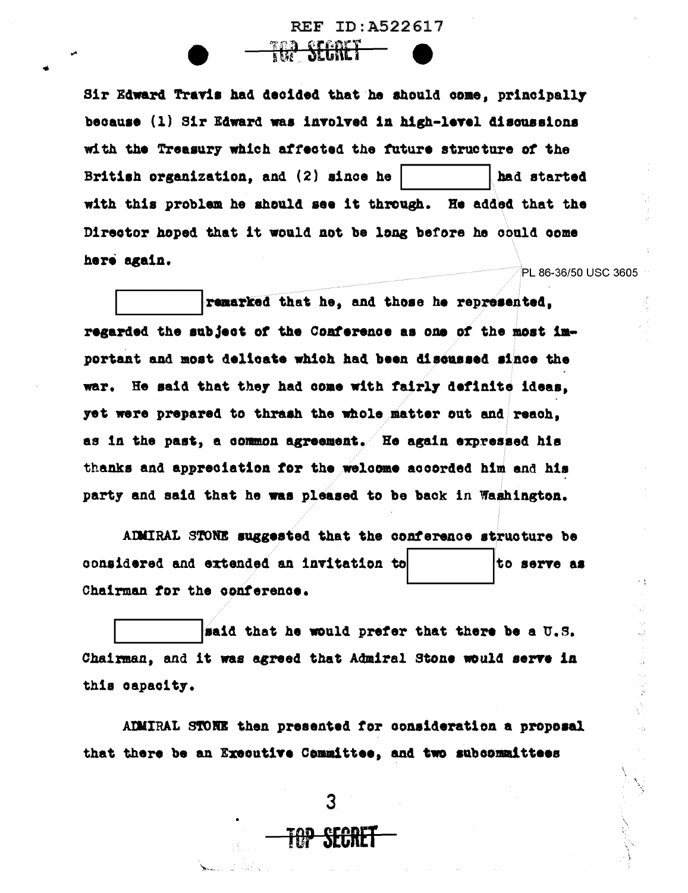Sir Edward Travis had decided that he should come, principally because (1) Sir Edward was involved in high-level discussions with the Treasury which affected the future structure of the British organization, and (2) since he [          ] had started with this problem he should see it through. He added that the Director hoped that it would not be long before he could come here again.

PL 86-36/50 USC 3605

[          ] remarked that he, and those he represented, regarded the subject of the Conference as one of the most important and most delicate which had been discussed since the war. He said that they had come with fairly definite ideas, yet were prepared to thrash the whole matter out and reach, as in the past, a common agreement. He again expressed his thanks and appreciation for the welcome accorded him and his party and said that he was pleased to be back in Washington.

ADMIRAL STONE suggested that the conference structure be considered and extended an invitation to [          ] to serve as Chairman for the conference.

[          ] said that he would prefer that there be a U.S. Chairman, and it was agreed that Admiral Stone would serve in this capacity.

ADMIRAL STONE then presented for consideration a proposal that there be an Executive Committee, and two subcommittees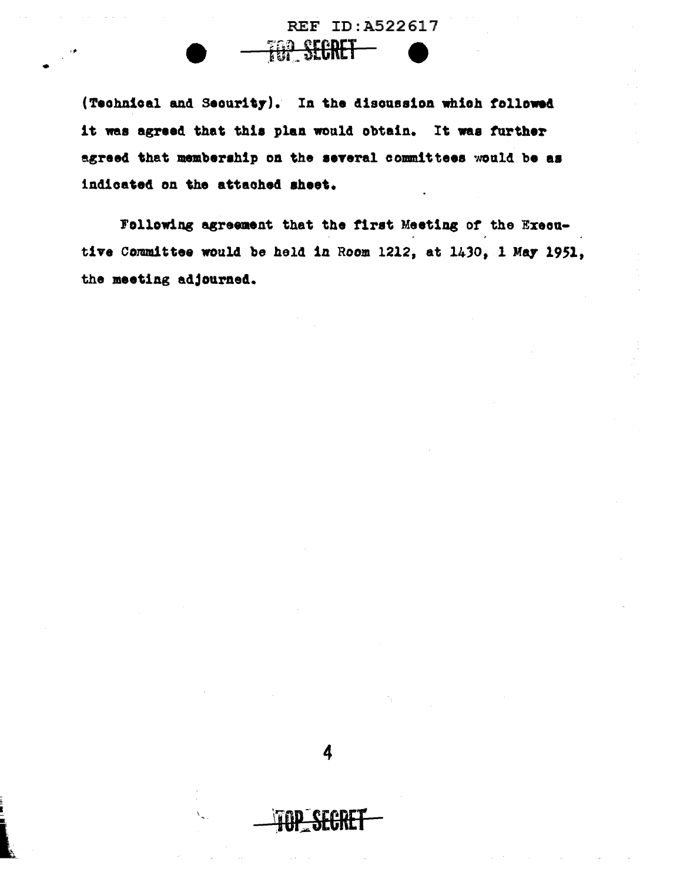(Technical and Security). In the discussion which followed it was agreed that this plan would obtain. It was further agreed that membership on the several committees would be as indicated on the attached sheet.

Following agreement that the first Meeting of the Executive Committee would be held in Room 1212, at 1430, 1 May 1951, the meeting adjourned.